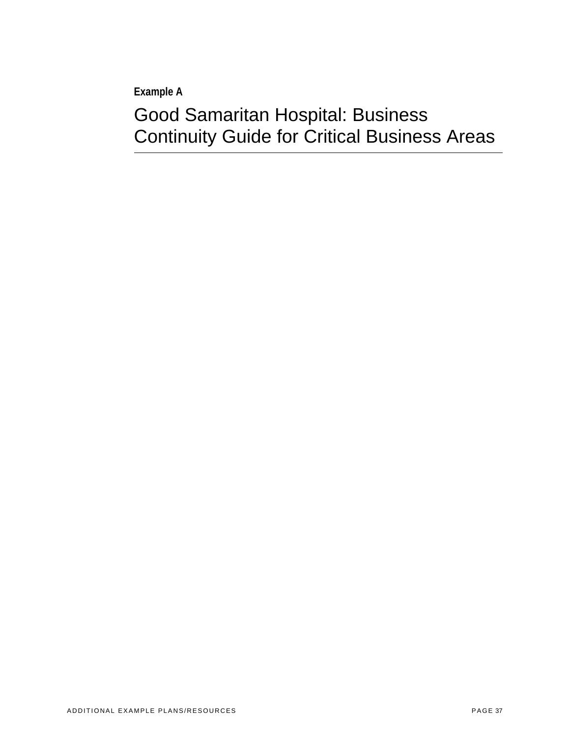**Example A**

# Good Samaritan Hospital: Business Continuity Guide for Critical Business Areas

---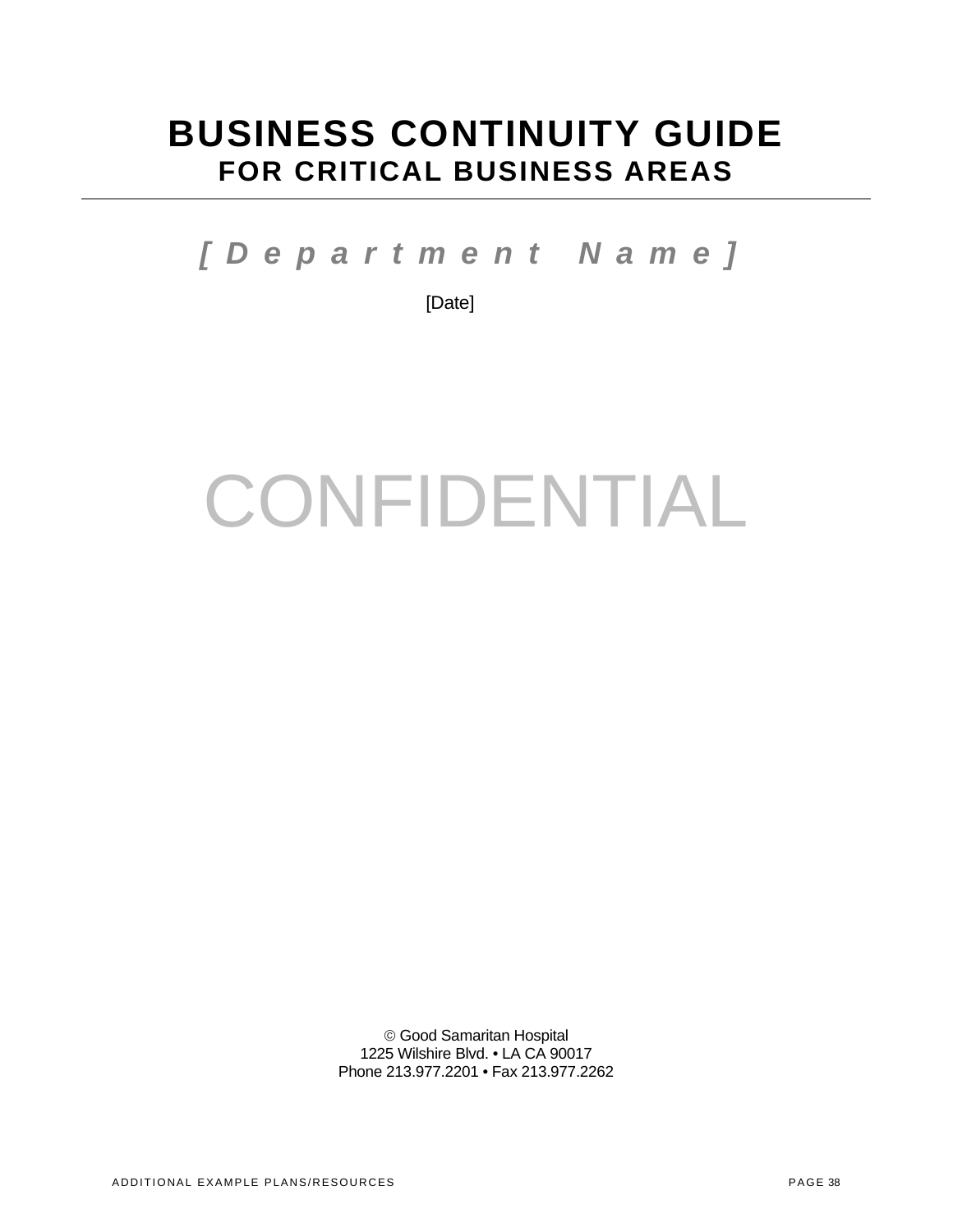# BUSINESS CONTINUITY GUIDE

## FOR CRITICAL BUSINESS AREAS

***[Department Name]***

[Date]

CONFIDENTIAL

© Good Samaritan Hospital
1225 Wilshire Blvd. • LA CA 90017
Phone 213.977.2201 • Fax 213.977.2262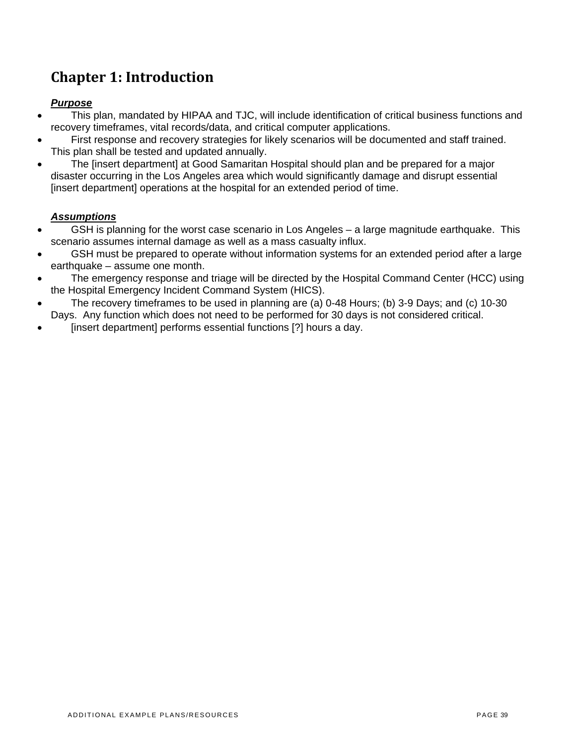# Chapter 1: Introduction

***Purpose***

- This plan, mandated by HIPAA and TJC, will include identification of critical business functions and recovery timeframes, vital records/data, and critical computer applications.
- First response and recovery strategies for likely scenarios will be documented and staff trained. This plan shall be tested and updated annually.
- The [insert department] at Good Samaritan Hospital should plan and be prepared for a major disaster occurring in the Los Angeles area which would significantly damage and disrupt essential [insert department] operations at the hospital for an extended period of time.

***Assumptions***

- GSH is planning for the worst case scenario in Los Angeles – a large magnitude earthquake. This scenario assumes internal damage as well as a mass casualty influx.
- GSH must be prepared to operate without information systems for an extended period after a large earthquake – assume one month.
- The emergency response and triage will be directed by the Hospital Command Center (HCC) using the Hospital Emergency Incident Command System (HICS).
- The recovery timeframes to be used in planning are (a) 0-48 Hours; (b) 3-9 Days; and (c) 10-30 Days. Any function which does not need to be performed for 30 days is not considered critical.
- [insert department] performs essential functions [?] hours a day.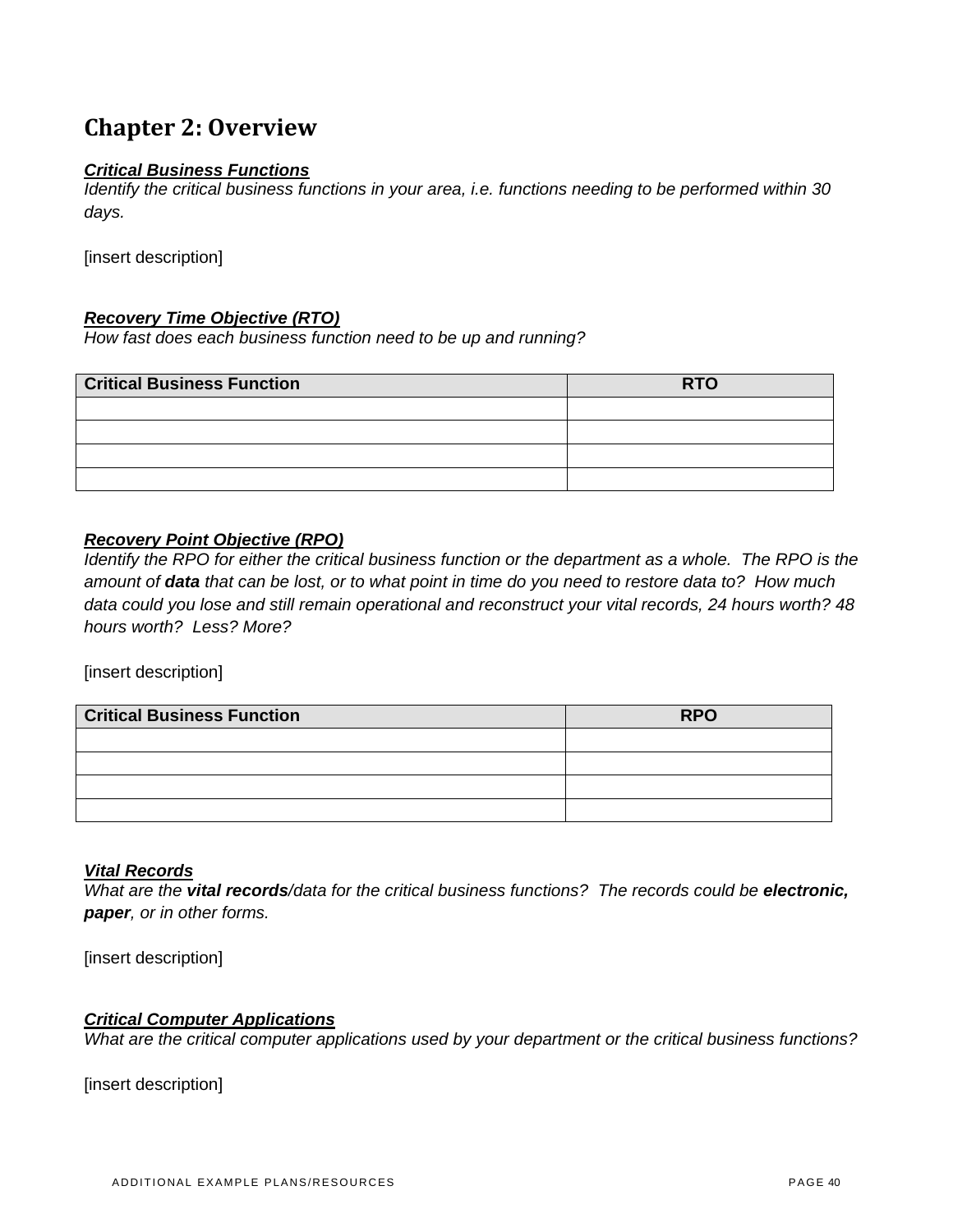# Chapter 2: Overview

***Critical Business Functions***

*Identify the critical business functions in your area, i.e. functions needing to be performed within 30 days.*

[insert description]

***Recovery Time Objective (RTO)***

*How fast does each business function need to be up and running?*

| Critical Business Function | RTO |
|---|---|
| | |
| | |
| | |
| | |

***Recovery Point Objective (RPO)***

*Identify the RPO for either the critical business function or the department as a whole. The RPO is the amount of **data** that can be lost, or to what point in time do you need to restore data to? How much data could you lose and still remain operational and reconstruct your vital records, 24 hours worth? 48 hours worth? Less? More?*

[insert description]

| Critical Business Function | RPO |
|---|---|
| | |
| | |
| | |
| | |

***Vital Records***

*What are the **vital records**/data for the critical business functions? The records could be **electronic, paper**, or in other forms.*

[insert description]

***Critical Computer Applications***

*What are the critical computer applications used by your department or the critical business functions?*

[insert description]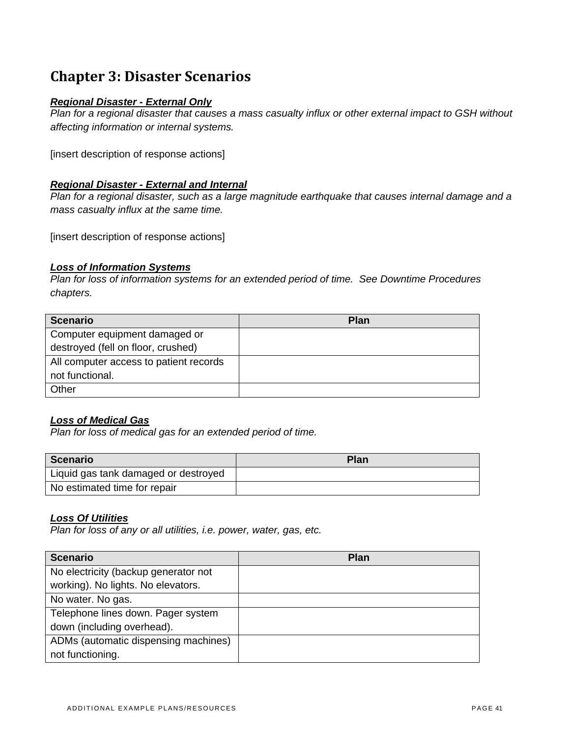# Chapter 3: Disaster Scenarios

***Regional Disaster - External Only***

*Plan for a regional disaster that causes a mass casualty influx or other external impact to GSH without affecting information or internal systems.*

[insert description of response actions]

***Regional Disaster - External and Internal***

*Plan for a regional disaster, such as a large magnitude earthquake that causes internal damage and a mass casualty influx at the same time.*

[insert description of response actions]

***Loss of Information Systems***

*Plan for loss of information systems for an extended period of time. See Downtime Procedures chapters.*

| Scenario | Plan |
|---|---|
| Computer equipment damaged or destroyed (fell on floor, crushed) | |
| All computer access to patient records not functional. | |
| Other | |

***Loss of Medical Gas***

*Plan for loss of medical gas for an extended period of time.*

| Scenario | Plan |
|---|---|
| Liquid gas tank damaged or destroyed | |
| No estimated time for repair | |

***Loss Of Utilities***

*Plan for loss of any or all utilities, i.e. power, water, gas, etc.*

| Scenario | Plan |
|---|---|
| No electricity (backup generator not working). No lights. No elevators. | |
| No water. No gas. | |
| Telephone lines down. Pager system down (including overhead). | |
| ADMs (automatic dispensing machines) not functioning. | |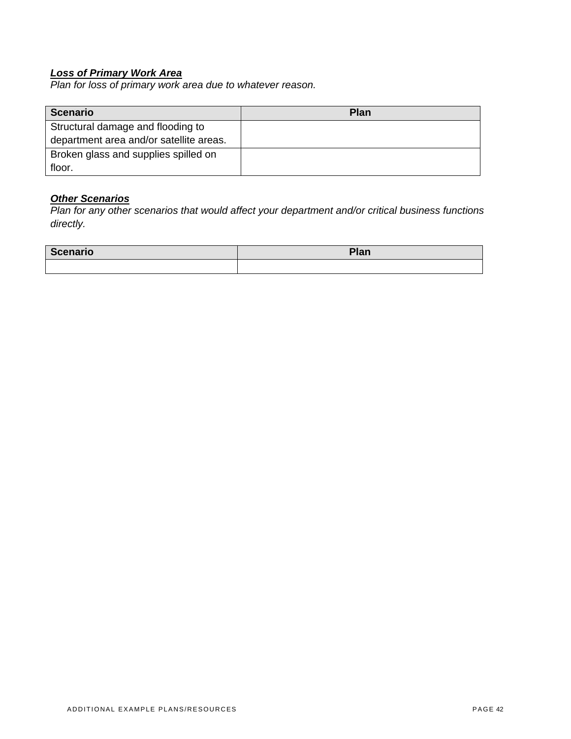***Loss of Primary Work Area***

*Plan for loss of primary work area due to whatever reason.*

| Scenario | Plan |
|---|---|
| Structural damage and flooding to department area and/or satellite areas. | |
| Broken glass and supplies spilled on floor. | |

***Other Scenarios***

*Plan for any other scenarios that would affect your department and/or critical business functions directly.*

| Scenario | Plan |
|---|---|
| | |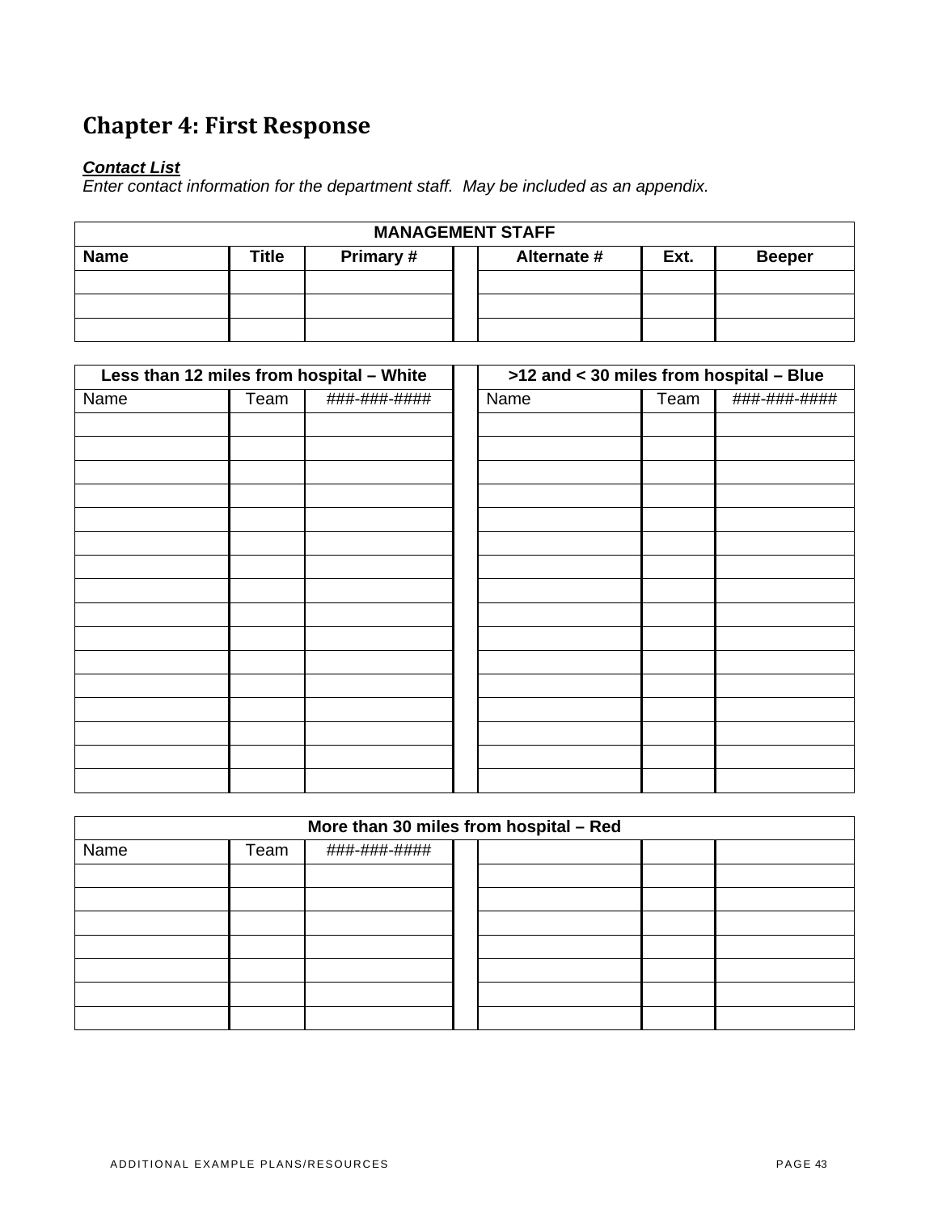# Chapter 4: First Response

***Contact List***

*Enter contact information for the department staff.  May be included as an appendix.*

| MANAGEMENT STAFF | | | | | | |
|---|---|---|---|---|---|---|
| **Name** | **Title** | **Primary #** | | **Alternate #** | **Ext.** | **Beeper** |
| | | | | | | |
| | | | | | | |
| | | | | | | |

| Less than 12 miles from hospital – White | | | | >12 and < 30 miles from hospital – Blue | | |
|---|---|---|---|---|---|---|
| Name | Team | ###-###-#### | | Name | Team | ###-###-#### |
| | | | | | | |
| | | | | | | |
| | | | | | | |
| | | | | | | |
| | | | | | | |
| | | | | | | |
| | | | | | | |
| | | | | | | |
| | | | | | | |
| | | | | | | |
| | | | | | | |
| | | | | | | |
| | | | | | | |
| | | | | | | |
| | | | | | | |
| | | | | | | |

| More than 30 miles from hospital – Red | | | | | | |
|---|---|---|---|---|---|---|
| Name | Team | ###-###-#### | | | | |
| | | | | | | |
| | | | | | | |
| | | | | | | |
| | | | | | | |
| | | | | | | |
| | | | | | | |
| | | | | | | |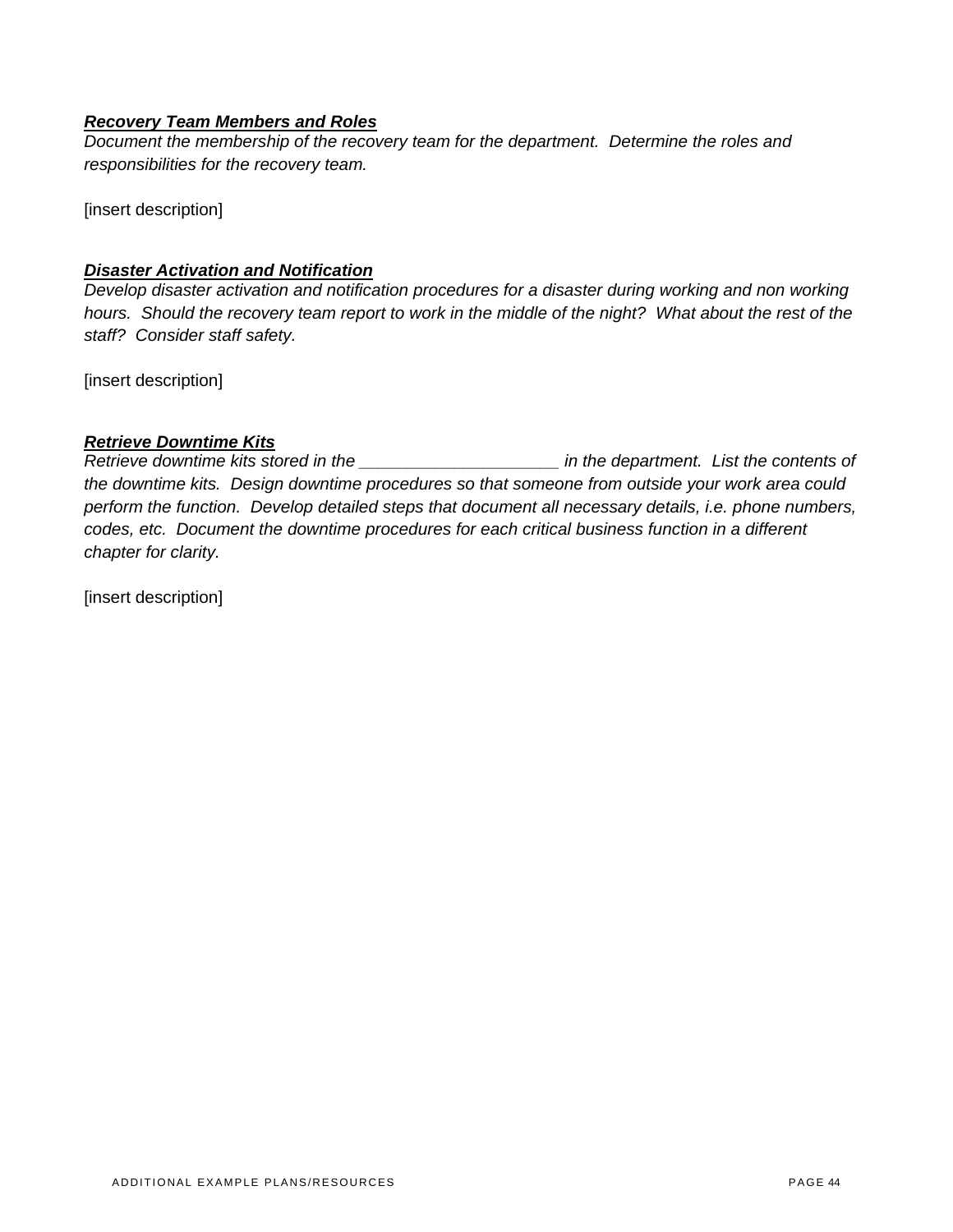***Recovery Team Members and Roles***

*Document the membership of the recovery team for the department. Determine the roles and responsibilities for the recovery team.*

[insert description]

***Disaster Activation and Notification***

*Develop disaster activation and notification procedures for a disaster during working and non working hours. Should the recovery team report to work in the middle of the night? What about the rest of the staff? Consider staff safety.*

[insert description]

***Retrieve Downtime Kits***

*Retrieve downtime kits stored in the ____________________ in the department. List the contents of the downtime kits. Design downtime procedures so that someone from outside your work area could perform the function. Develop detailed steps that document all necessary details, i.e. phone numbers, codes, etc. Document the downtime procedures for each critical business function in a different chapter for clarity.*

[insert description]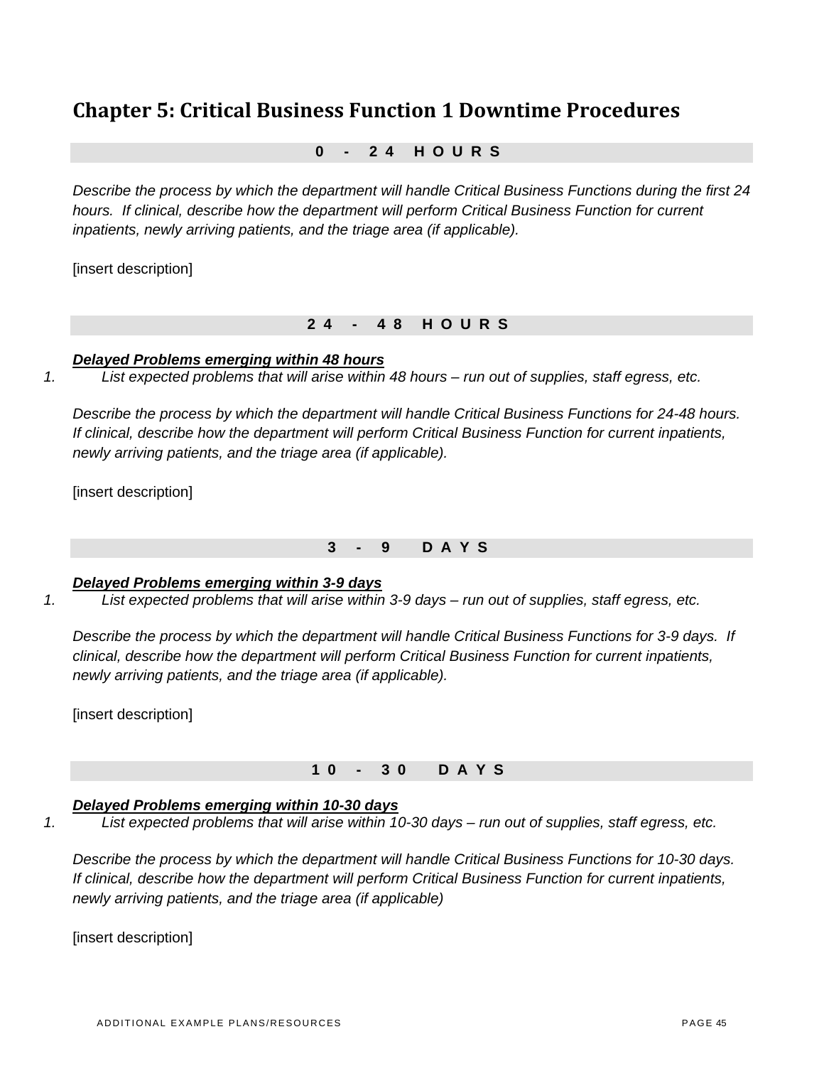# Chapter 5: Critical Business Function 1 Downtime Procedures

## 0 - 24 HOURS

*Describe the process by which the department will handle Critical Business Functions during the first 24 hours. If clinical, describe how the department will perform Critical Business Function for current inpatients, newly arriving patients, and the triage area (if applicable).*

[insert description]

## 24 - 48 HOURS

***Delayed Problems emerging within 48 hours***

1. *List expected problems that will arise within 48 hours – run out of supplies, staff egress, etc.*

*Describe the process by which the department will handle Critical Business Functions for 24-48 hours. If clinical, describe how the department will perform Critical Business Function for current inpatients, newly arriving patients, and the triage area (if applicable).*

[insert description]

## 3 - 9 DAYS

***Delayed Problems emerging within 3-9 days***

1. *List expected problems that will arise within 3-9 days – run out of supplies, staff egress, etc.*

*Describe the process by which the department will handle Critical Business Functions for 3-9 days. If clinical, describe how the department will perform Critical Business Function for current inpatients, newly arriving patients, and the triage area (if applicable).*

[insert description]

## 10 - 30 DAYS

***Delayed Problems emerging within 10-30 days***

1. *List expected problems that will arise within 10-30 days – run out of supplies, staff egress, etc.*

*Describe the process by which the department will handle Critical Business Functions for 10-30 days. If clinical, describe how the department will perform Critical Business Function for current inpatients, newly arriving patients, and the triage area (if applicable)*

[insert description]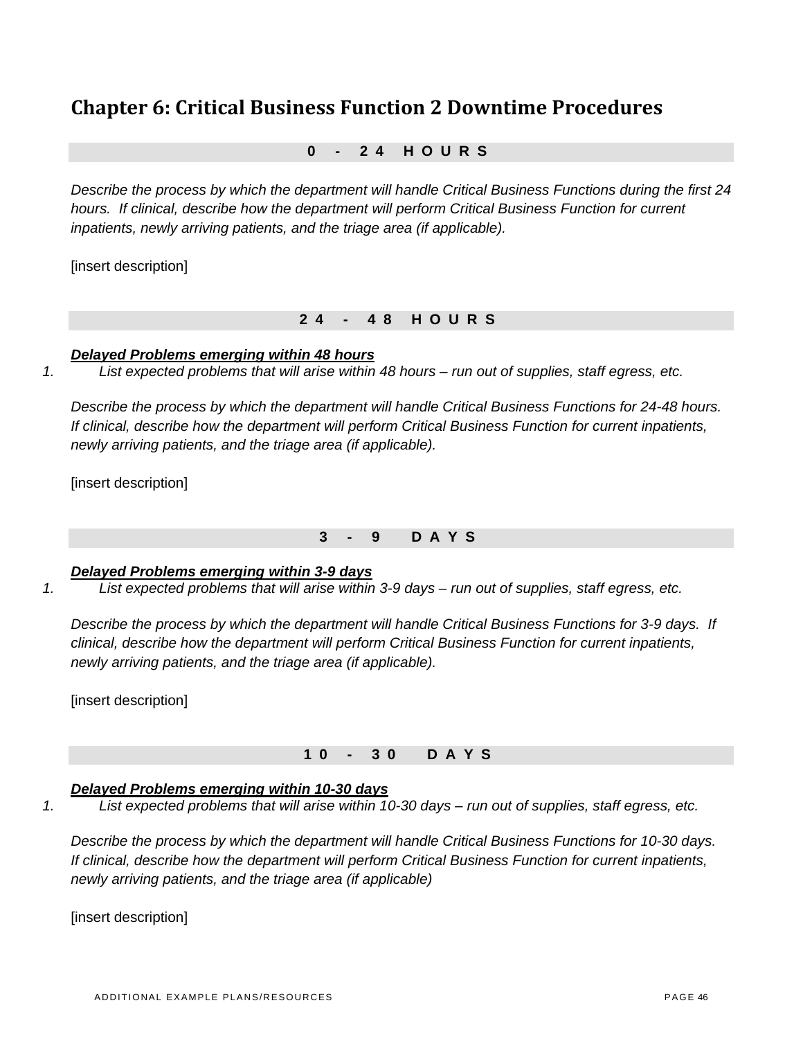# Chapter 6: Critical Business Function 2 Downtime Procedures

## 0 - 24 HOURS

*Describe the process by which the department will handle Critical Business Functions during the first 24 hours. If clinical, describe how the department will perform Critical Business Function for current inpatients, newly arriving patients, and the triage area (if applicable).*

[insert description]

## 24 - 48 HOURS

***Delayed Problems emerging within 48 hours***

1. *List expected problems that will arise within 48 hours – run out of supplies, staff egress, etc.*

*Describe the process by which the department will handle Critical Business Functions for 24-48 hours. If clinical, describe how the department will perform Critical Business Function for current inpatients, newly arriving patients, and the triage area (if applicable).*

[insert description]

## 3 - 9 DAYS

***Delayed Problems emerging within 3-9 days***

1. *List expected problems that will arise within 3-9 days – run out of supplies, staff egress, etc.*

*Describe the process by which the department will handle Critical Business Functions for 3-9 days. If clinical, describe how the department will perform Critical Business Function for current inpatients, newly arriving patients, and the triage area (if applicable).*

[insert description]

## 10 - 30 DAYS

***Delayed Problems emerging within 10-30 days***

1. *List expected problems that will arise within 10-30 days – run out of supplies, staff egress, etc.*

*Describe the process by which the department will handle Critical Business Functions for 10-30 days. If clinical, describe how the department will perform Critical Business Function for current inpatients, newly arriving patients, and the triage area (if applicable)*

[insert description]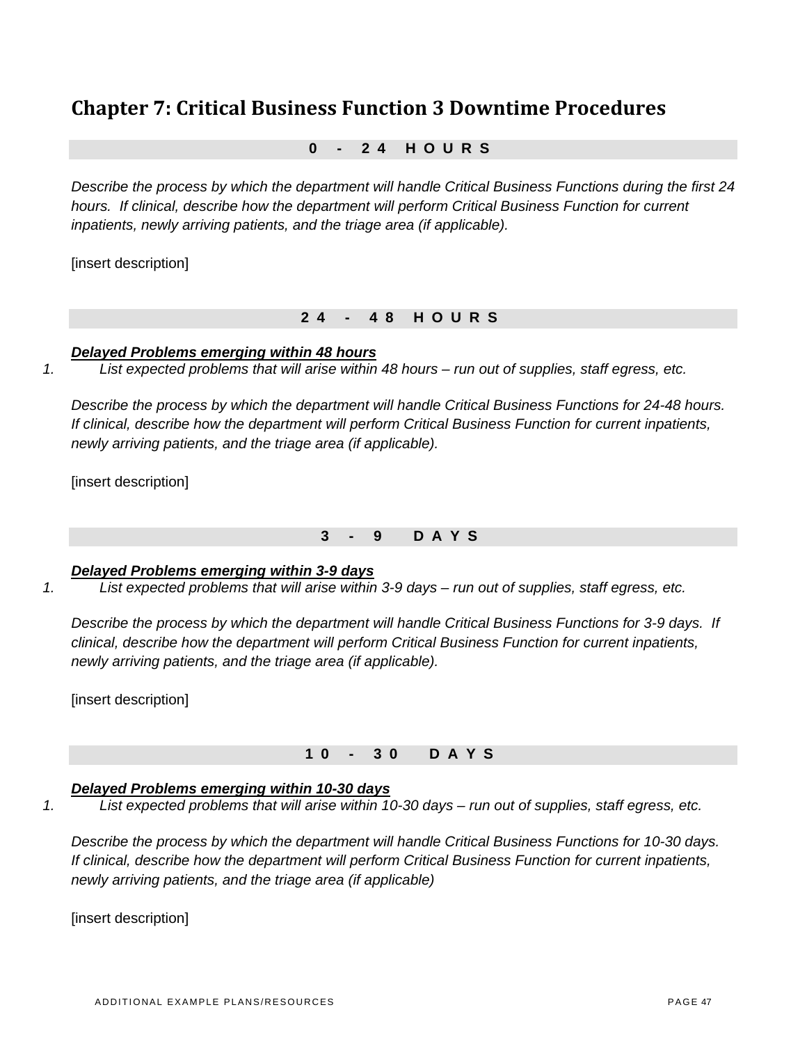# Chapter 7: Critical Business Function 3 Downtime Procedures

## 0 - 24 HOURS

*Describe the process by which the department will handle Critical Business Functions during the first 24 hours. If clinical, describe how the department will perform Critical Business Function for current inpatients, newly arriving patients, and the triage area (if applicable).*

[insert description]

## 24 - 48 HOURS

***Delayed Problems emerging within 48 hours***

1. *List expected problems that will arise within 48 hours – run out of supplies, staff egress, etc.*

*Describe the process by which the department will handle Critical Business Functions for 24-48 hours. If clinical, describe how the department will perform Critical Business Function for current inpatients, newly arriving patients, and the triage area (if applicable).*

[insert description]

## 3 - 9 DAYS

***Delayed Problems emerging within 3-9 days***

1. *List expected problems that will arise within 3-9 days – run out of supplies, staff egress, etc.*

*Describe the process by which the department will handle Critical Business Functions for 3-9 days. If clinical, describe how the department will perform Critical Business Function for current inpatients, newly arriving patients, and the triage area (if applicable).*

[insert description]

## 10 - 30 DAYS

***Delayed Problems emerging within 10-30 days***

1. *List expected problems that will arise within 10-30 days – run out of supplies, staff egress, etc.*

*Describe the process by which the department will handle Critical Business Functions for 10-30 days. If clinical, describe how the department will perform Critical Business Function for current inpatients, newly arriving patients, and the triage area (if applicable)*

[insert description]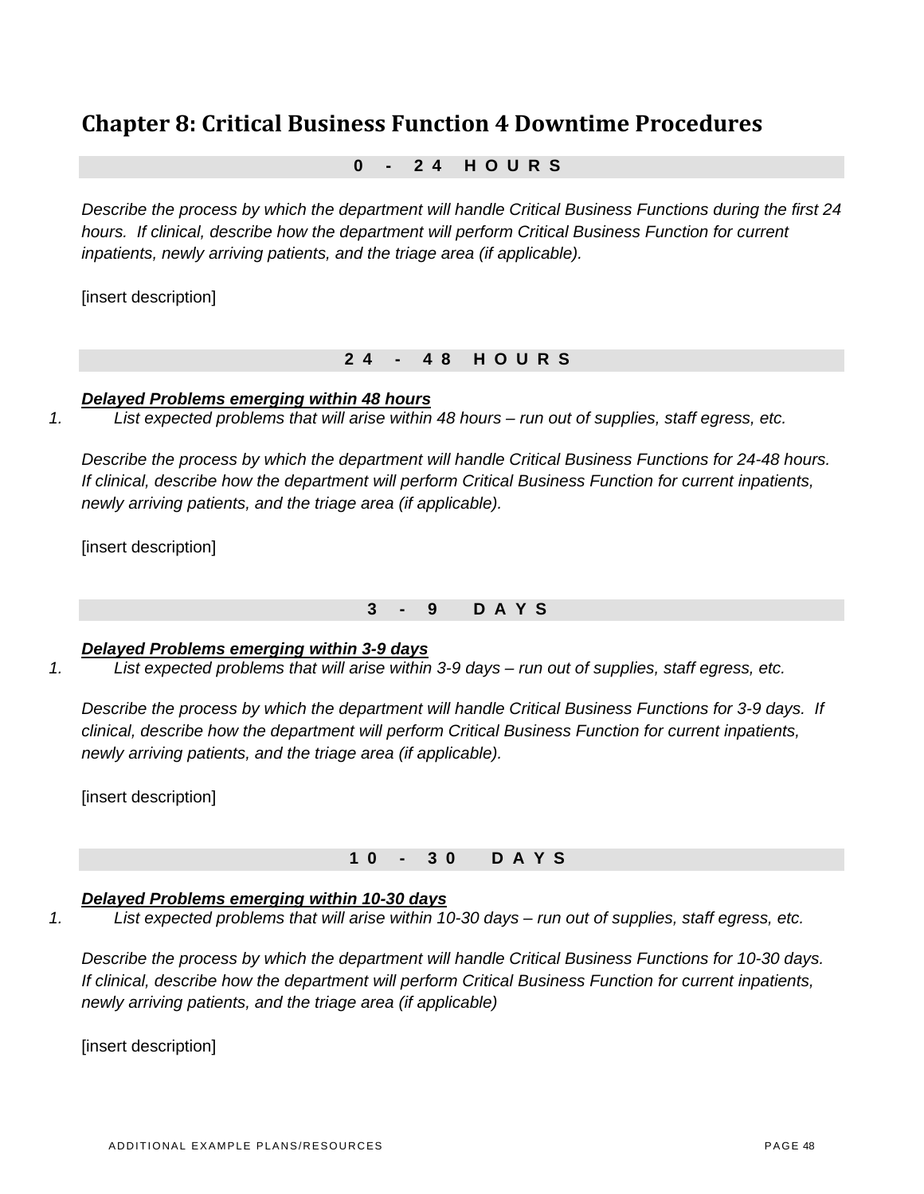# Chapter 8: Critical Business Function 4 Downtime Procedures

## 0 - 24 HOURS

*Describe the process by which the department will handle Critical Business Functions during the first 24 hours. If clinical, describe how the department will perform Critical Business Function for current inpatients, newly arriving patients, and the triage area (if applicable).*

[insert description]

## 24 - 48 HOURS

***Delayed Problems emerging within 48 hours***

1. *List expected problems that will arise within 48 hours – run out of supplies, staff egress, etc.*

*Describe the process by which the department will handle Critical Business Functions for 24-48 hours. If clinical, describe how the department will perform Critical Business Function for current inpatients, newly arriving patients, and the triage area (if applicable).*

[insert description]

## 3 - 9 DAYS

***Delayed Problems emerging within 3-9 days***

1. *List expected problems that will arise within 3-9 days – run out of supplies, staff egress, etc.*

*Describe the process by which the department will handle Critical Business Functions for 3-9 days. If clinical, describe how the department will perform Critical Business Function for current inpatients, newly arriving patients, and the triage area (if applicable).*

[insert description]

## 10 - 30 DAYS

***Delayed Problems emerging within 10-30 days***

1. *List expected problems that will arise within 10-30 days – run out of supplies, staff egress, etc.*

*Describe the process by which the department will handle Critical Business Functions for 10-30 days. If clinical, describe how the department will perform Critical Business Function for current inpatients, newly arriving patients, and the triage area (if applicable)*

[insert description]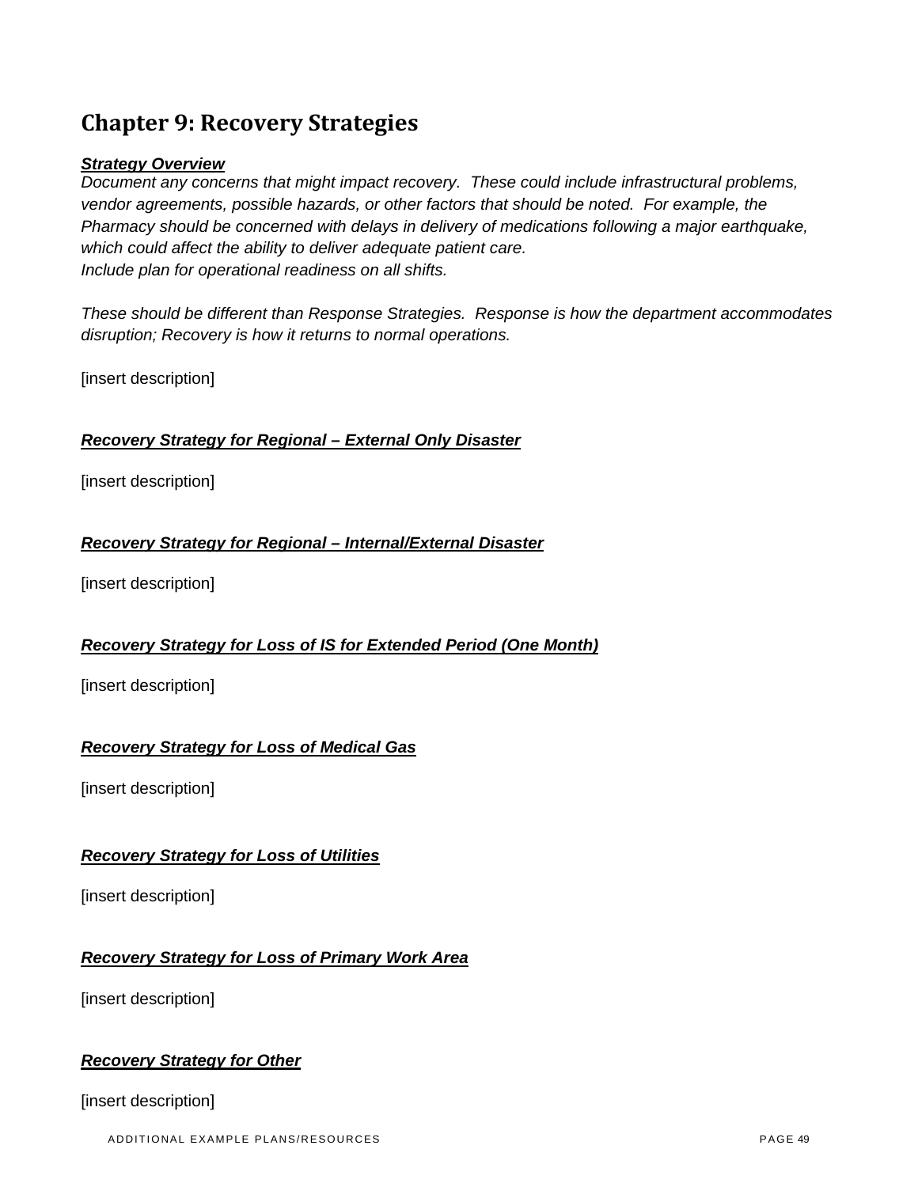# Chapter 9: Recovery Strategies

***Strategy Overview***

*Document any concerns that might impact recovery.  These could include infrastructural problems, vendor agreements, possible hazards, or other factors that should be noted.  For example, the Pharmacy should be concerned with delays in delivery of medications following a major earthquake, which could affect the ability to deliver adequate patient care.*
*Include plan for operational readiness on all shifts.*

*These should be different than Response Strategies.  Response is how the department accommodates disruption; Recovery is how it returns to normal operations.*

[insert description]

***Recovery Strategy for Regional – External Only Disaster***

[insert description]

***Recovery Strategy for Regional – Internal/External Disaster***

[insert description]

***Recovery Strategy for Loss of IS for Extended Period (One Month)***

[insert description]

***Recovery Strategy for Loss of Medical Gas***

[insert description]

***Recovery Strategy for Loss of Utilities***

[insert description]

***Recovery Strategy for Loss of Primary Work Area***

[insert description]

***Recovery Strategy for Other***

[insert description]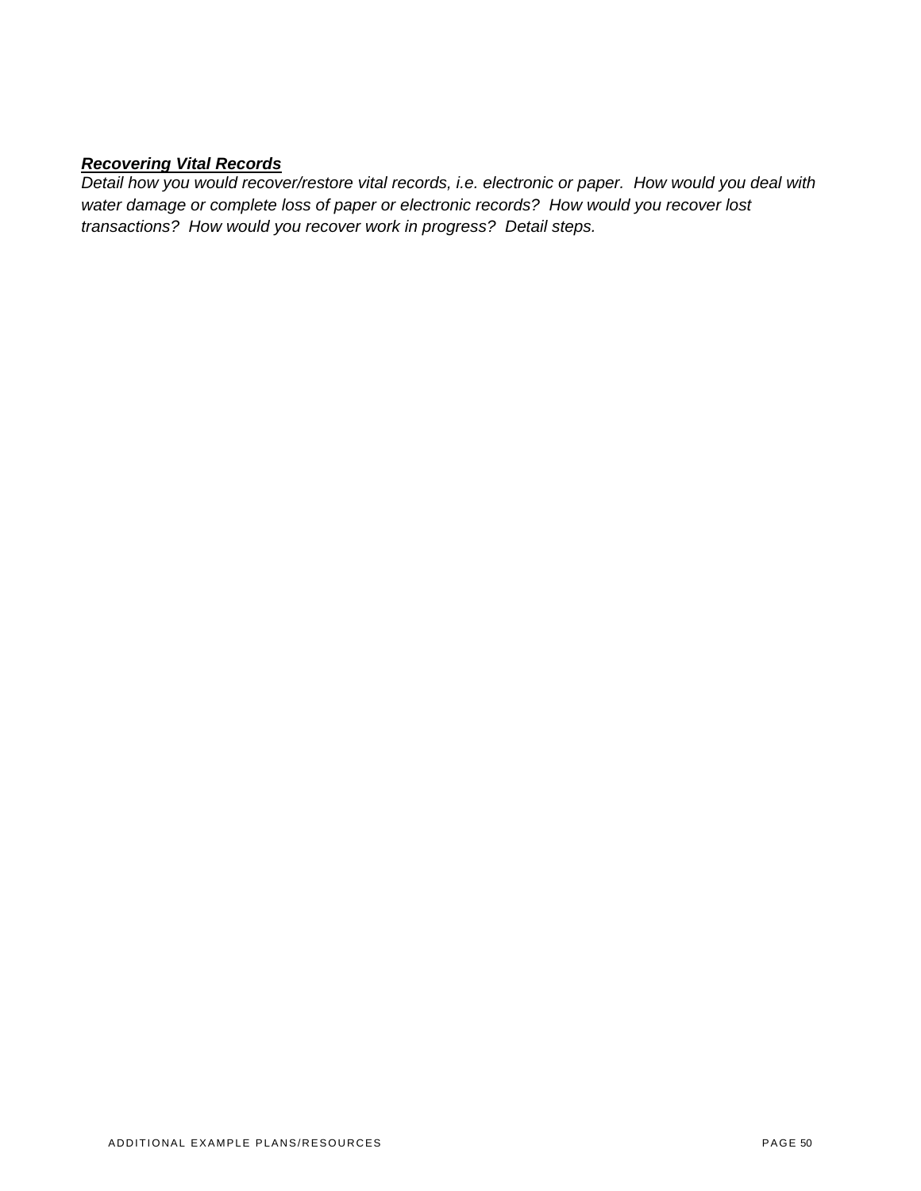***Recovering Vital Records***

*Detail how you would recover/restore vital records, i.e. electronic or paper. How would you deal with water damage or complete loss of paper or electronic records? How would you recover lost transactions? How would you recover work in progress? Detail steps.*